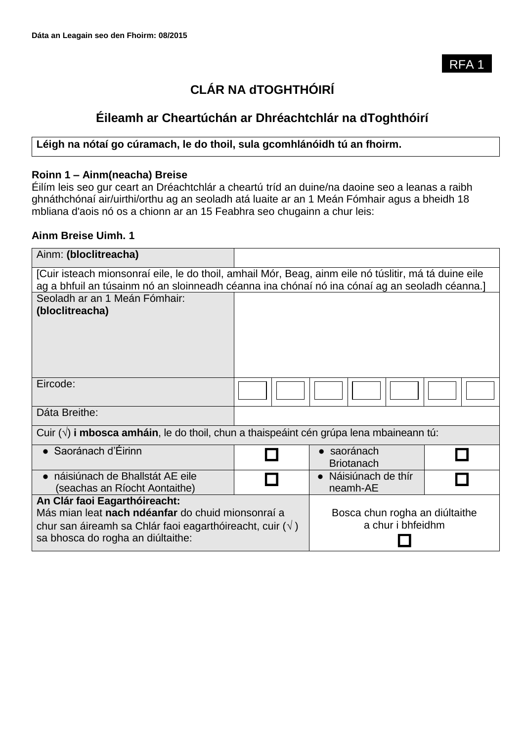**Dáta an Leagain seo den Fhoirm: 08/2015**

RFA 1

# CLÁR NA dTOGHTHÓIRÍ

## Éileamh ar Cheartúchán ar Dhréachtchlár na dToghthóirí

**Léigh na nótaí go cúramach, le do thoil, sula gcomhlánóidh tú an fhoirm.**

**Roinn 1 – Ainm(neacha) Breise**

Éilím leis seo gur ceart an Dréachtchlár a cheartú tríd an duine/na daoine seo a leanas a raibh ghnáthchónaí air/uirthi/orthu ag an seoladh atá luaite ar an 1 Meán Fómhair agus a bheidh 18 mbliana d'aois nó os a chionn ar an 15 Feabhra seo chugainn a chur leis:

**Ainm Breise Uimh. 1**

| Ainm: **(bloclitreacha)** | | | | | | | |
|---|---|---|---|---|---|---|---|
| [Cuir isteach mionsonraí eile, le do thoil, amhail Mór, Beag, ainm eile nó túslitir, má tá duine eile ag a bhfuil an túsainm nó an sloinneadh céanna ina chónaí nó ina cónaí ag an seoladh céanna.] | | | | | | | |
| Seoladh ar an 1 Meán Fómhair: **(bloclitreacha)** | | | | | | | |
| Eircode: | ☐ | ☐ | ☐ | ☐ | ☐ | ☐ | ☐ |
| Dáta Breithe: | | | | | | | |
| Cuir (√) **i mbosca amháin**, le do thoil, chun a thaispeáint cén grúpa lena mbaineann tú: | | | | | | | |
| ● Saoránach d'Éirinn | ☐ | | ● saoránach Briotanach | | | ☐ | |
| ● náisiúnach de Bhallstát AE eile (seachas an Ríocht Aontaithe) | ☐ | | ● Náisiúnach de thír neamh-AE | | | ☐ | |
| **An Clár faoi Eagarthóireacht:** Más mian leat **nach ndéanfar** do chuid mionsonraí a chur san áireamh sa Chlár faoi eagarthóireacht, cuir (√ ) sa bhosca do rogha an diúltaithe: | | | Bosca chun rogha an diúltaithe a chur i bhfeidhm ☐ | | | | |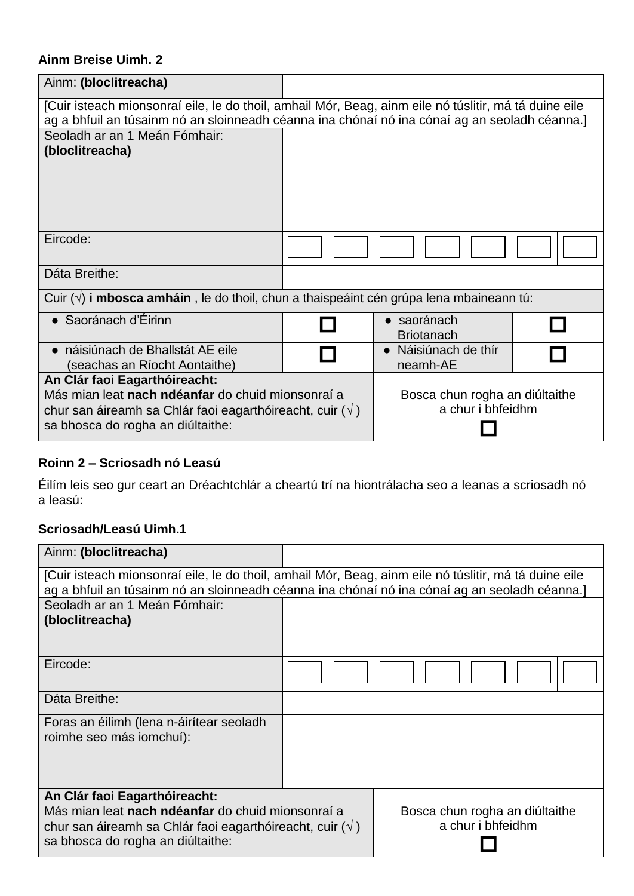**Ainm Breise Uimh. 2**

| Ainm: **(bloclitreacha)** | | | | | | | |
|---|---|---|---|---|---|---|---|
| [Cuir isteach mionsonraí eile, le do thoil, amhail Mór, Beag, ainm eile nó túslitir, má tá duine eile ag a bhfuil an túsainm nó an sloinneadh céanna ina chónaí nó ina cónaí ag an seoladh céanna.] | | | | | | | |
| Seoladh ar an 1 Meán Fómhair: **(bloclitreacha)** | | | | | | | |
| Eircode: | ☐ | ☐ | ☐ | ☐ | ☐ | ☐ | ☐ |
| Dáta Breithe: | | | | | | | |
| Cuir (√) **i mbosca amháin** , le do thoil, chun a thaispeáint cén grúpa lena mbaineann tú: | | | | | | | |
| ● Saoránach d'Éirinn | ☐ | | ● saoránach Briotanach | | ☐ | | |
| ● náisiúnach de Bhallstát AE eile (seachas an Ríocht Aontaithe) | ☐ | | ● Náisiúnach de thír neamh-AE | | ☐ | | |
| **An Clár faoi Eagarthóireacht:** Más mian leat **nach ndéanfar** do chuid mionsonraí a chur san áireamh sa Chlár faoi eagarthóireacht, cuir (√ ) sa bhosca do rogha an diúltaithe: | | | Bosca chun rogha an diúltaithe a chur i bhfeidhm ☐ | | | | |

**Roinn 2 – Scriosadh nó Leasú**

Éilím leis seo gur ceart an Dréachtchlár a cheartú trí na hiontrálacha seo a leanas a scriosadh nó a leasú:

**Scriosadh/Leasú Uimh.1**

| Ainm: **(bloclitreacha)** | | | | | | | |
|---|---|---|---|---|---|---|---|
| [Cuir isteach mionsonraí eile, le do thoil, amhail Mór, Beag, ainm eile nó túslitir, má tá duine eile ag a bhfuil an túsainm nó an sloinneadh céanna ina chónaí nó ina cónaí ag an seoladh céanna.] | | | | | | | |
| Seoladh ar an 1 Meán Fómhair: **(bloclitreacha)** | | | | | | | |
| Eircode: | ☐ | ☐ | ☐ | ☐ | ☐ | ☐ | ☐ |
| Dáta Breithe: | | | | | | | |
| Foras an éilimh (lena n-áirítear seoladh roimhe seo más iomchuí): | | | | | | | |
| **An Clár faoi Eagarthóireacht:** Más mian leat **nach ndéanfar** do chuid mionsonraí a chur san áireamh sa Chlár faoi eagarthóireacht, cuir (√ ) sa bhosca do rogha an diúltaithe: | | | Bosca chun rogha an diúltaithe a chur i bhfeidhm ☐ | | | | |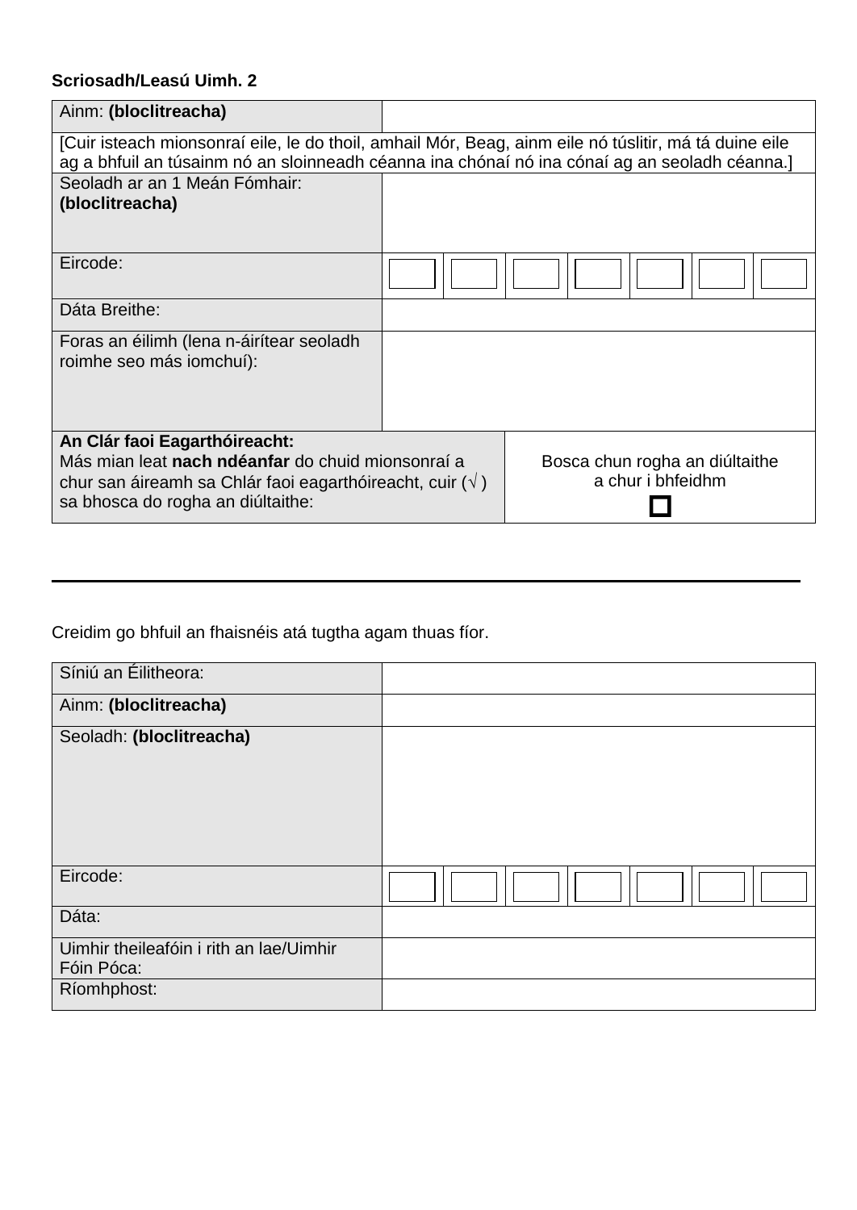**Scriosadh/Leasú Uimh. 2**

| Ainm: **(bloclitreacha)** | | | | | | | |
|---|---|---|---|---|---|---|---|
| [Cuir isteach mionsonraí eile, le do thoil, amhail Mór, Beag, ainm eile nó túslitir, má tá duine eile ag a bhfuil an túsainm nó an sloinneadh céanna ina chónaí nó ina cónaí ag an seoladh céanna.] | | | | | | | |
| Seoladh ar an 1 Meán Fómhair: **(bloclitreacha)** | | | | | | | |
| Eircode: | | | | | | | |
| Dáta Breithe: | | | | | | | |
| Foras an éilimh (lena n-áirítear seoladh roimhe seo más iomchuí): | | | | | | | |
| **An Clár faoi Eagarthóireacht:** Más mian leat **nach ndéanfar** do chuid mionsonraí a chur san áireamh sa Chlár faoi eagarthóireacht, cuir (√ ) sa bhosca do rogha an diúltaithe: | | | Bosca chun rogha an diúltaithe a chur i bhfeidhm ☐ | | | | |

---

Creidim go bhfuil an fhaisnéis atá tugtha agam thuas fíor.

| Síniú an Éilitheora: | | | | | | | |
|---|---|---|---|---|---|---|---|
| Ainm: **(bloclitreacha)** | | | | | | | |
| Seoladh: **(bloclitreacha)** | | | | | | | |
| Eircode: | | | | | | | |
| Dáta: | | | | | | | |
| Uimhir theileafóin i rith an lae/Uimhir Fóin Póca: | | | | | | | |
| Ríomhphost: | | | | | | | |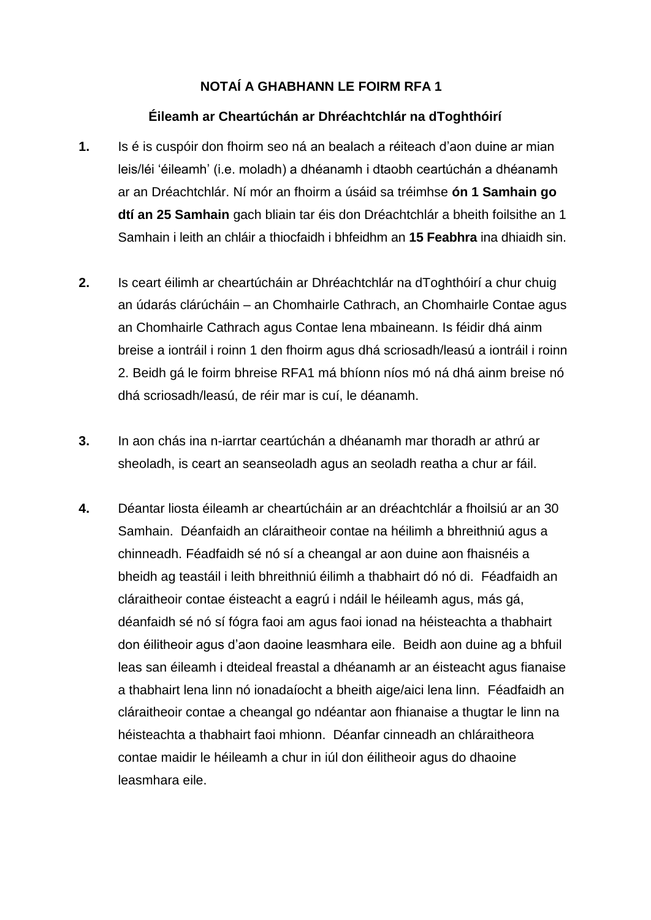## NOTAÍ A GHABHANN LE FOIRM RFA 1

### Éileamh ar Cheartúchán ar Dhréachtchlár na dToghthóirí

**1.** Is é is cuspóir don fhoirm seo ná an bealach a réiteach d'aon duine ar mian leis/léi 'éileamh' (i.e. moladh) a dhéanamh i dtaobh ceartúchán a dhéanamh ar an Dréachtchlár. Ní mór an fhoirm a úsáid sa tréimhse **ón 1 Samhain go dtí an 25 Samhain** gach bliain tar éis don Dréachtchlár a bheith foilsithe an 1 Samhain i leith an chláir a thiocfaidh i bhfeidhm an **15 Feabhra** ina dhiaidh sin.

**2.** Is ceart éilimh ar cheartúcháin ar Dhréachtchlár na dToghthóirí a chur chuig an údarás clárúcháin – an Chomhairle Cathrach, an Chomhairle Contae agus an Chomhairle Cathrach agus Contae lena mbaineann. Is féidir dhá ainm breise a iontráil i roinn 1 den fhoirm agus dhá scriosadh/leasú a iontráil i roinn 2. Beidh gá le foirm bhreise RFA1 má bhíonn níos mó ná dhá ainm breise nó dhá scriosadh/leasú, de réir mar is cuí, le déanamh.

**3.** In aon chás ina n-iarrtar ceartúchán a dhéanamh mar thoradh ar athrú ar sheoladh, is ceart an seanseoladh agus an seoladh reatha a chur ar fáil.

**4.** Déantar liosta éileamh ar cheartúcháin ar an dréachtchlár a fhoilsiú ar an 30 Samhain. Déanfaidh an cláraitheoir contae na héilimh a bhreithniú agus a chinneadh. Féadfaidh sé nó sí a cheangal ar aon duine aon fhaisnéis a bheidh ag teastáil i leith bhreithniú éilimh a thabhairt dó nó di. Féadfaidh an cláraitheoir contae éisteacht a eagrú i ndáil le héileamh agus, más gá, déanfaidh sé nó sí fógra faoi am agus faoi ionad na héisteachta a thabhairt don éilitheoir agus d'aon daoine leasmhara eile. Beidh aon duine ag a bhfuil leas san éileamh i dteideal freastal a dhéanamh ar an éisteacht agus fianaise a thabhairt lena linn nó ionadaíocht a bheith aige/aici lena linn. Féadfaidh an cláraitheoir contae a cheangal go ndéantar aon fhianaise a thugtar le linn na héisteachta a thabhairt faoi mhionn. Déanfar cinneadh an chláraitheora contae maidir le héileamh a chur in iúl don éilitheoir agus do dhaoine leasmhara eile.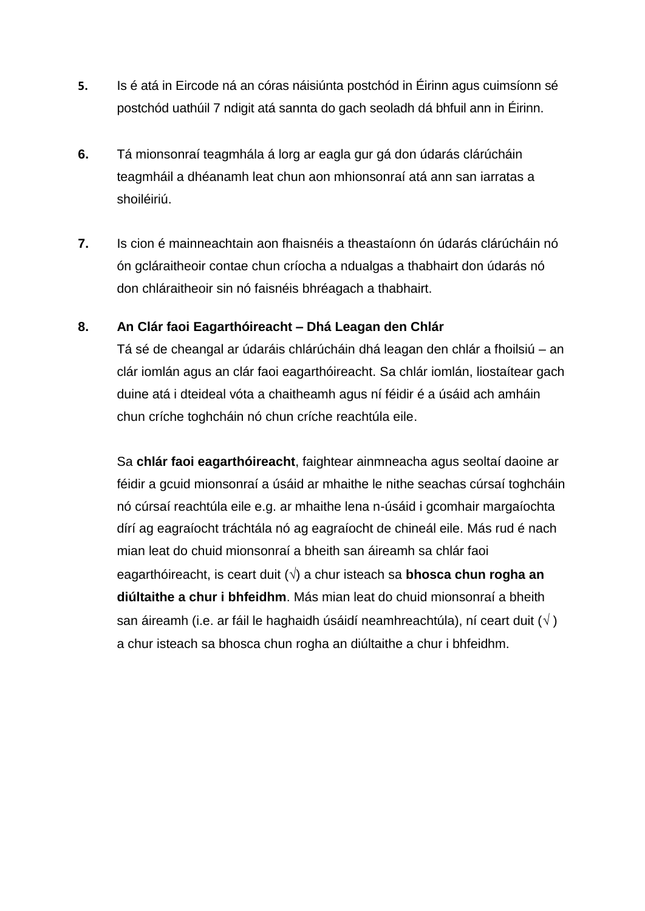5. Is é atá in Eircode ná an córas náisiúnta postchód in Éirinn agus cuimsíonn sé postchód uathúil 7 ndigit atá sannta do gach seoladh dá bhfuil ann in Éirinn.

6. Tá mionsonraí teagmhála á lorg ar eagla gur gá don údarás clárúcháin teagmháil a dhéanamh leat chun aon mhionsonraí atá ann san iarratas a shoiléiriú.

7. Is cion é mainneachtain aon fhaisnéis a theastaíonn ón údarás clárúcháin nó ón gcláraitheoir contae chun críocha a ndualgas a thabhairt don údarás nó don chláraitheoir sin nó faisnéis bhréagach a thabhairt.

8. **An Clár faoi Eagarthóireacht – Dhá Leagan den Chlár**

   Tá sé de cheangal ar údaráis chlárúcháin dhá leagan den chlár a fhoilsiú – an clár iomlán agus an clár faoi eagarthóireacht. Sa chlár iomlán, liostaítear gach duine atá i dteideal vóta a chaitheamh agus ní féidir é a úsáid ach amháin chun críche toghcháin nó chun críche reachtúla eile.

   Sa **chlár faoi eagarthóireacht**, faightear ainmneacha agus seoltaí daoine ar féidir a gcuid mionsonraí a úsáid ar mhaithe le nithe seachas cúrsaí toghcháin nó cúrsaí reachtúla eile e.g. ar mhaithe lena n-úsáid i gcomhair margaíochta dírí ag eagraíocht tráchtála nó ag eagraíocht de chineál eile. Más rud é nach mian leat do chuid mionsonraí a bheith san áireamh sa chlár faoi eagarthóireacht, is ceart duit (√) a chur isteach sa **bhosca chun rogha an diúltaithe a chur i bhfeidhm**. Más mian leat do chuid mionsonraí a bheith san áireamh (i.e. ar fáil le haghaidh úsáidí neamhreachtúla), ní ceart duit (√ ) a chur isteach sa bhosca chun rogha an diúltaithe a chur i bhfeidhm.